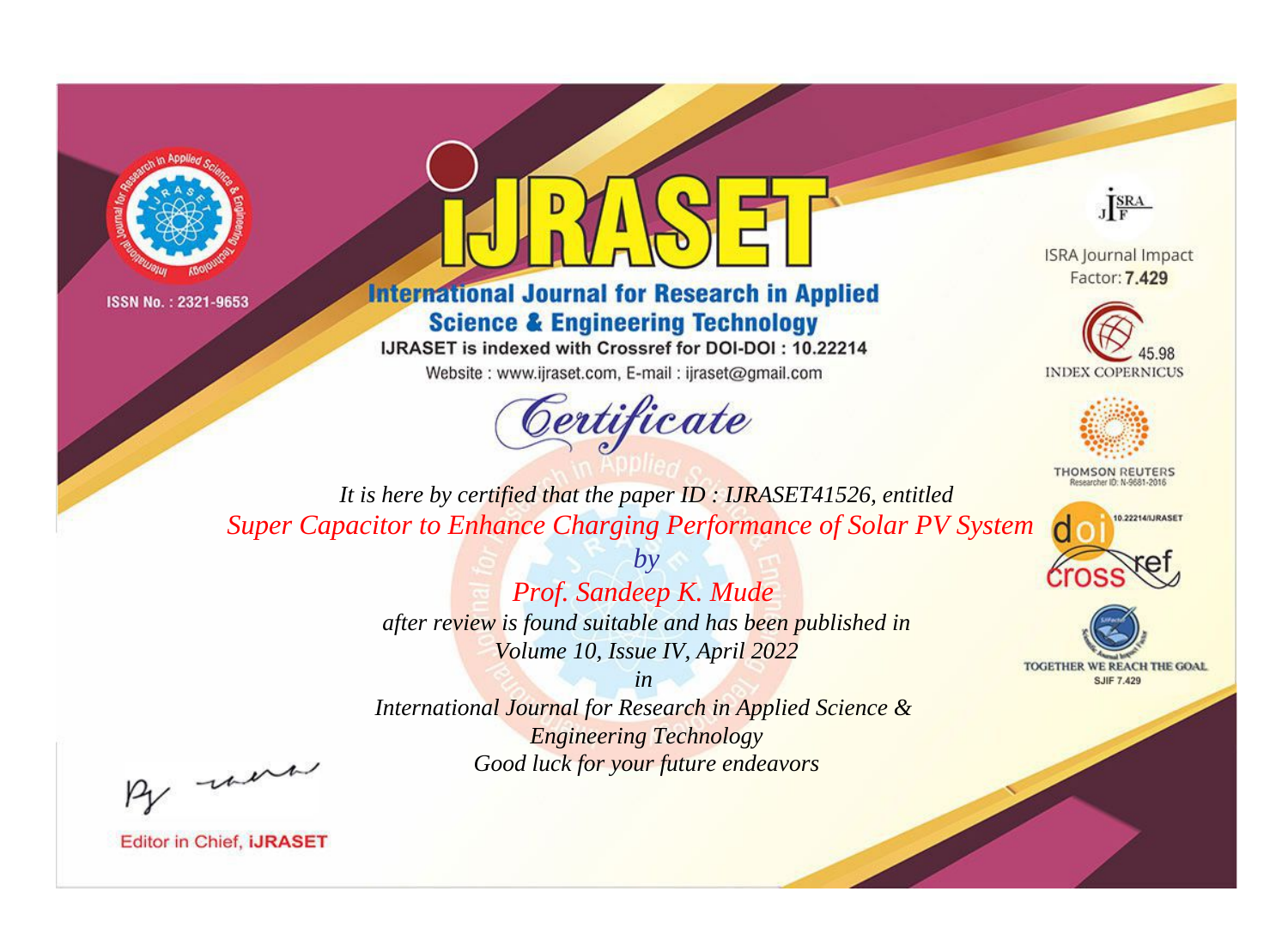ISSN No. : 2321-9653

# iJRASET

## International Journal for Research in Applied Science & Engineering Technology

IJRASET is indexed with Crossref for DOI-DOI : 10.22214

Website : www.ijraset.com, E-mail : ijraset@gmail.com

ISRA Journal Impact Factor: **7.429**

45.98 INDEX COPERNICUS

THOMSON REUTERS Researcher ID: N-9681-2016

10.22214/IJRASET

TOGETHER WE REACH THE GOAL SJIF 7.429

# *Certificate*

*It is here by certified that the paper ID : IJRASET41526, entitled*

*Super Capacitor to Enhance Charging Performance of Solar PV System*

*by*

*Prof. Sandeep K. Mude*

*after review is found suitable and has been published in*

*Volume 10, Issue IV, April 2022*

*in*

*International Journal for Research in Applied Science & Engineering Technology*

*Good luck for your future endeavors*

Editor in Chief, **iJRASET**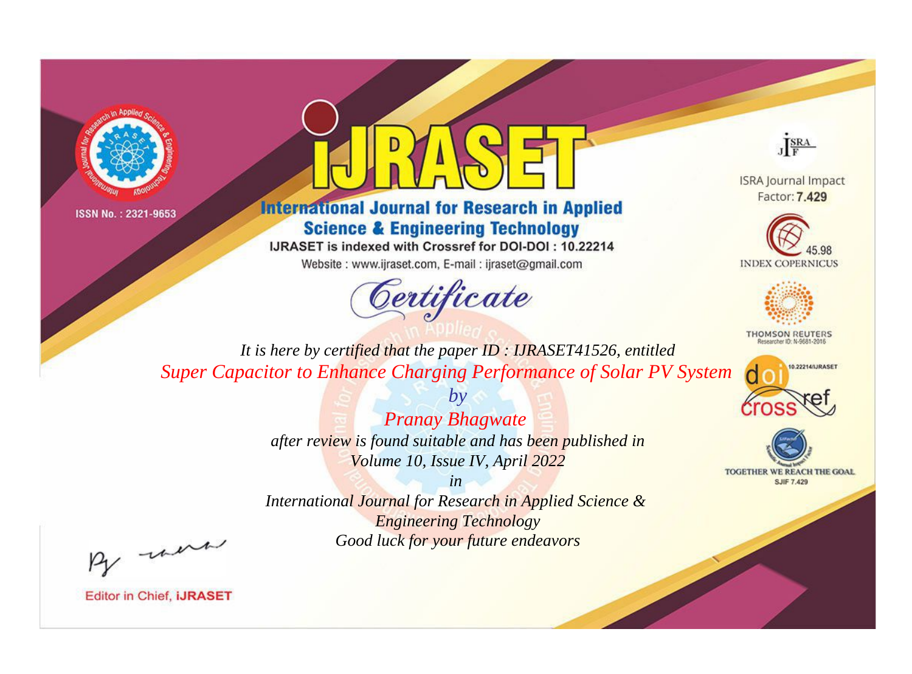ISSN No. : 2321-9653

# International Journal for Research in Applied Science & Engineering Technology

IJRASET is indexed with Crossref for DOI-DOI : 10.22214

Website : www.ijraset.com, E-mail : ijraset@gmail.com

ISRA Journal Impact Factor: **7.429**

45.98 INDEX COPERNICUS

THOMSON REUTERS Researcher ID: N-9681-2016

10.22214/IJRASET

TOGETHER WE REACH THE GOAL SJIF 7.429

## Certificate

*It is here by certified that the paper ID : IJRASET41526, entitled*

*Super Capacitor to Enhance Charging Performance of Solar PV System*

*by*

*Pranay Bhagwate*

*after review is found suitable and has been published in*

*Volume 10, Issue IV, April 2022*

*in*

*International Journal for Research in Applied Science & Engineering Technology*

*Good luck for your future endeavors*

Editor in Chief, **iJRASET**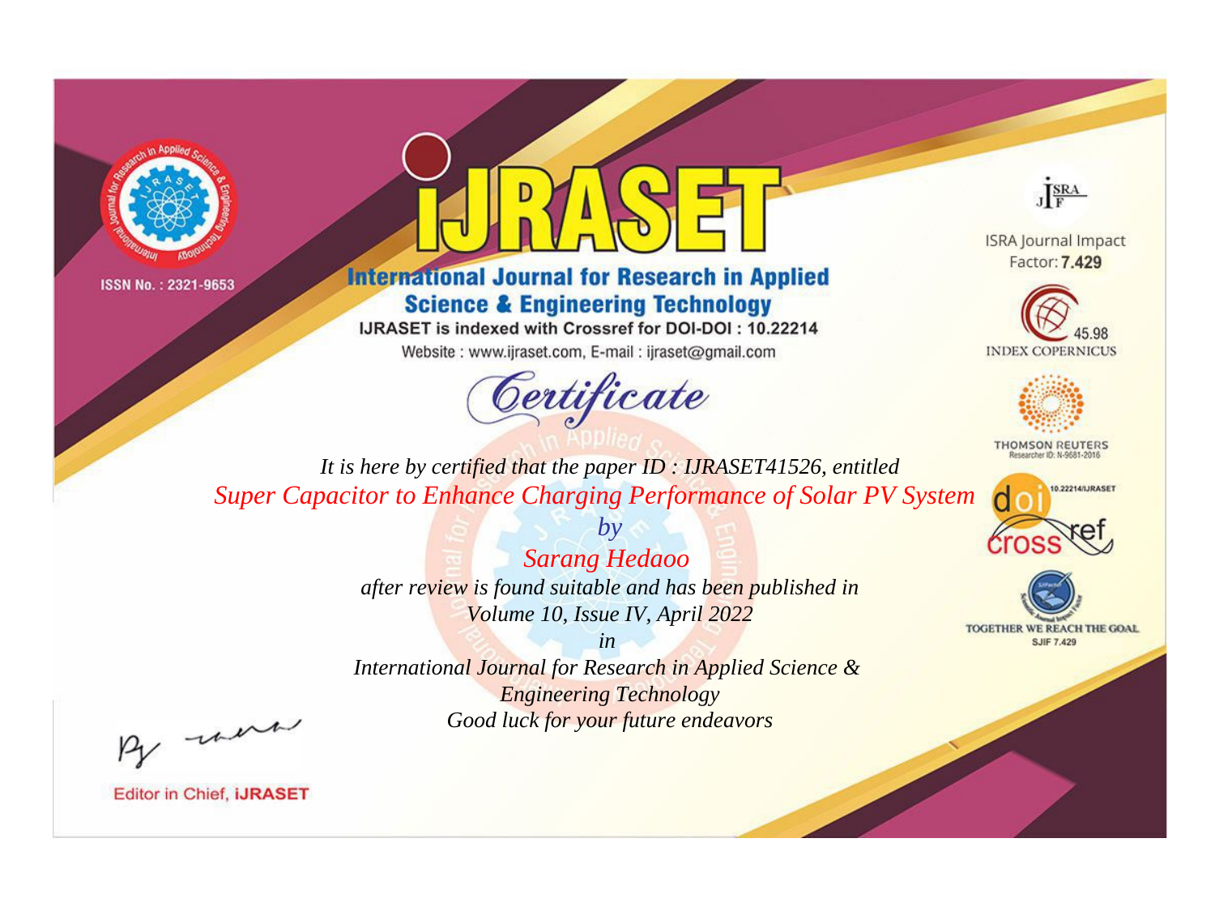ISSN No. : 2321-9653

# iJRASET

## International Journal for Research in Applied Science & Engineering Technology

IJRASET is indexed with Crossref for DOI-DOI : 10.22214

Website : www.ijraset.com, E-mail : ijraset@gmail.com

ISRA Journal Impact Factor: **7.429**

45.98 INDEX COPERNICUS

THOMSON REUTERS Researcher ID: N-9681-2016

10.22214/IJRASET

TOGETHER WE REACH THE GOAL SJIF 7.429

## Certificate

*It is here by certified that the paper ID : IJRASET41526, entitled*

*Super Capacitor to Enhance Charging Performance of Solar PV System*

*by*

*Sarang Hedaoo*

*after review is found suitable and has been published in*

*Volume 10, Issue IV, April 2022*

*in*

*International Journal for Research in Applied Science & Engineering Technology*

*Good luck for your future endeavors*

Editor in Chief, **iJRASET**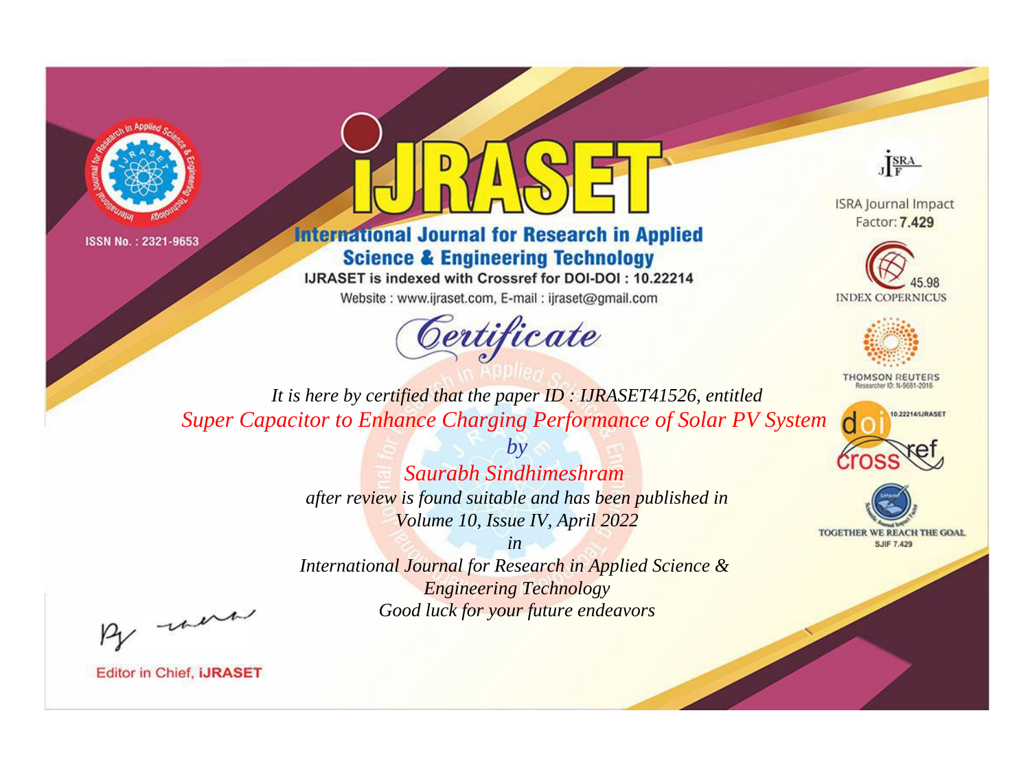ISSN No. : 2321-9653

# iJRASET

## International Journal for Research in Applied Science & Engineering Technology

IJRASET is indexed with Crossref for DOI-DOI : 10.22214

Website : www.ijraset.com, E-mail : ijraset@gmail.com

## Certificate

*It is here by certified that the paper ID : IJRASET41526, entitled*

*Super Capacitor to Enhance Charging Performance of Solar PV System*

*by*

*Saurabh Sindhimeshram*

*after review is found suitable and has been published in*

*Volume 10, Issue IV, April 2022*

*in*

*International Journal for Research in Applied Science & Engineering Technology*

*Good luck for your future endeavors*

ISRA Journal Impact Factor: **7.429**

45.98 INDEX COPERNICUS

THOMSON REUTERS Researcher ID: N-9681-2016

10.22214/IJRASET

TOGETHER WE REACH THE GOAL SJIF 7.429

Editor in Chief, **iJRASET**